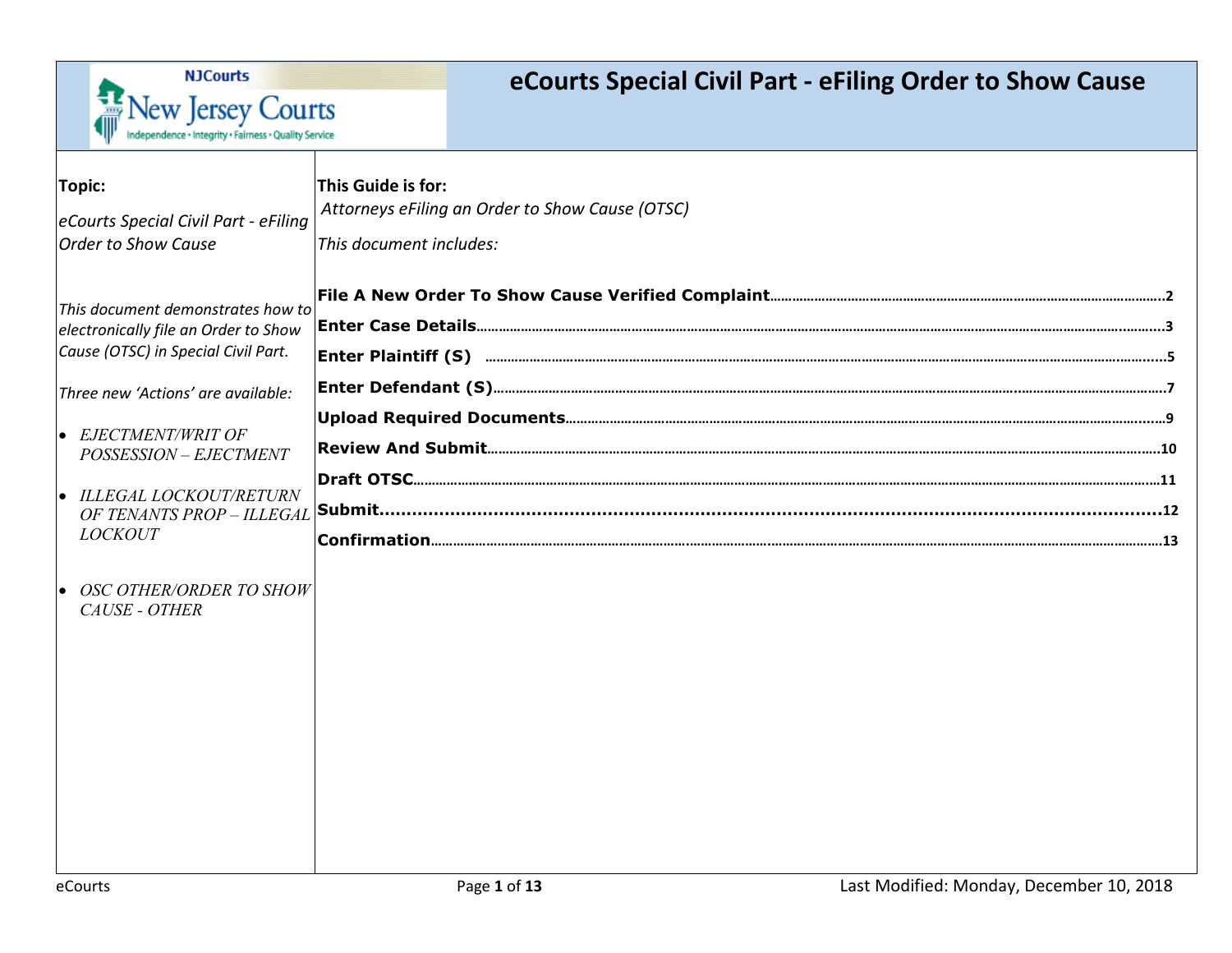# eCourts Special Civil Part - eFiling Order to Show Cause

NJCourts
New Jersey Courts
Independence • Integrity • Fairness • Quality Service

**Topic:**

*eCourts Special Civil Part - eFiling Order to Show Cause*

*This document demonstrates how to electronically file an Order to Show Cause (OTSC) in Special Civil Part.*

*Three new 'Actions' are available:*

- *EJECTMENT/WRIT OF POSSESSION – EJECTMENT*
- *ILLEGAL LOCKOUT/RETURN OF TENANTS PROP – ILLEGAL LOCKOUT*
- *OSC OTHER/ORDER TO SHOW CAUSE - OTHER*

**This Guide is for:**

*Attorneys eFiling an Order to Show Cause (OTSC)*

*This document includes:*

| Section | Page |
|---|---|
| **File A New Order To Show Cause Verified Complaint** | 2 |
| **Enter Case Details** | 3 |
| **Enter Plaintiff (S)** | 5 |
| **Enter Defendant (S)** | 7 |
| **Upload Required Documents** | 9 |
| **Review And Submit** | 10 |
| **Draft OTSC** | 11 |
| **Submit** | 12 |
| **Confirmation** | 13 |

Last Modified: Monday, December 10, 2018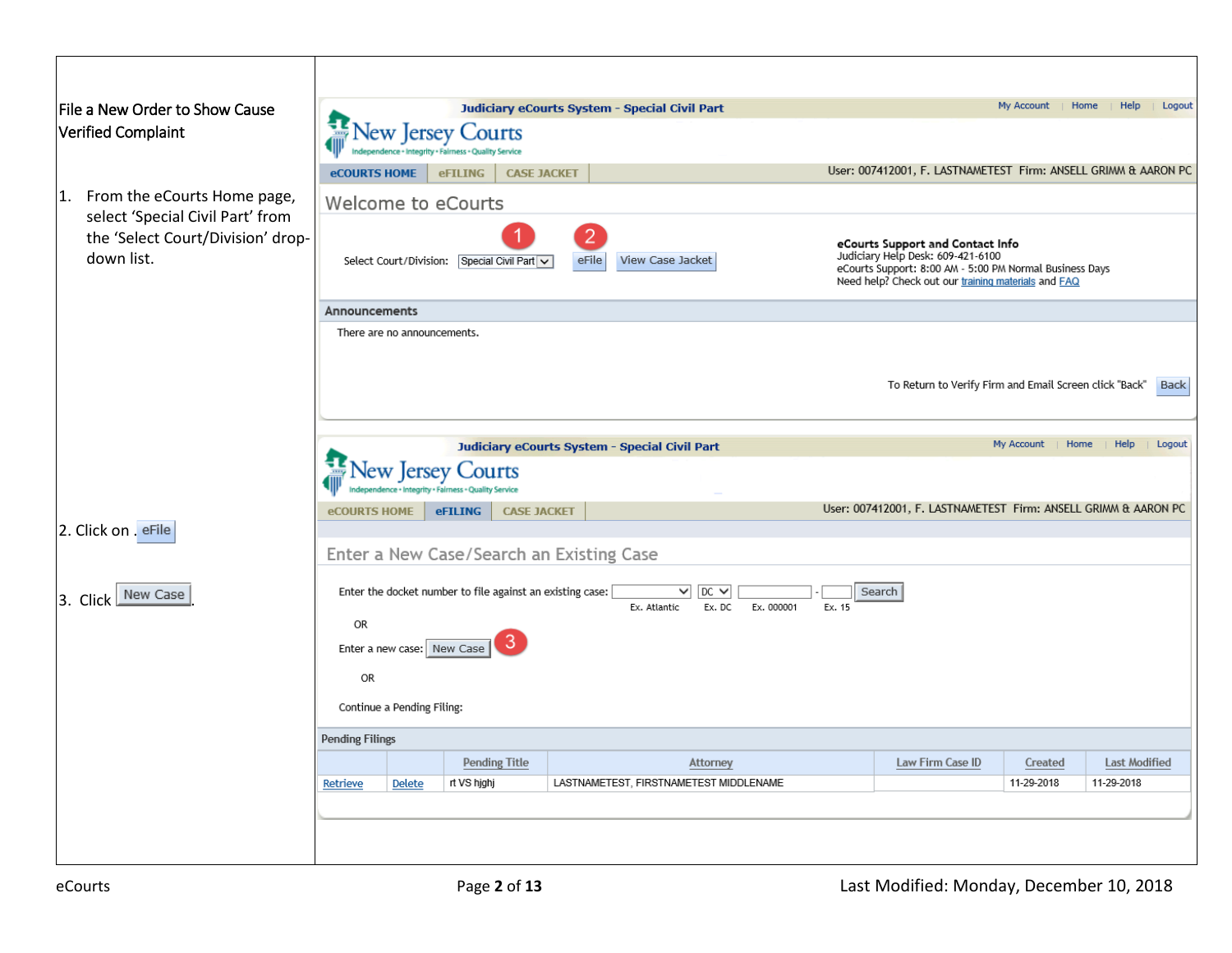File a New Order to Show Cause Verified Complaint

1. From the eCourts Home page, select 'Special Civil Part' from the 'Select Court/Division' drop-down list.

2. Click on . eFile

3. Click New Case.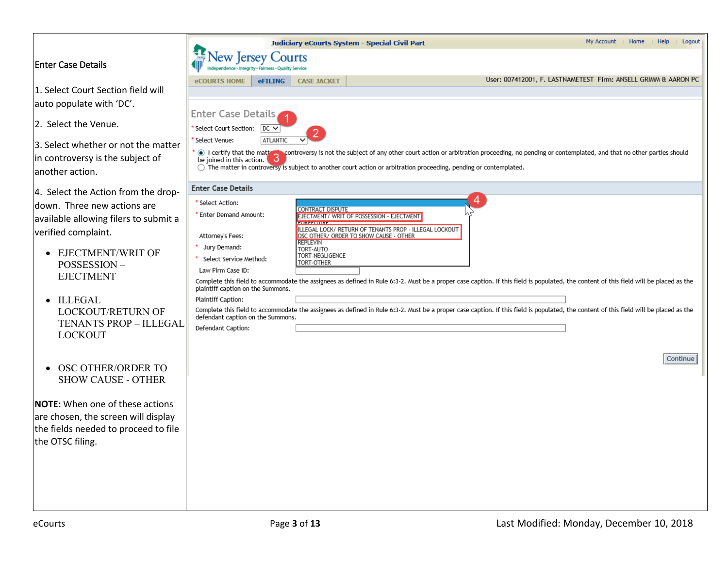Enter Case Details

1. Select Court Section field will auto populate with 'DC'.

2. Select the Venue.

3. Select whether or not the matter in controversy is the subject of another action.

4. Select the Action from the drop-down. Three new actions are available allowing filers to submit a verified complaint.

- EJECTMENT/WRIT OF POSSESSION – EJECTMENT
- ILLEGAL LOCKOUT/RETURN OF TENANTS PROP – ILLEGAL LOCKOUT
- OSC OTHER/ORDER TO SHOW CAUSE - OTHER

**NOTE:** When one of these actions are chosen, the screen will display the fields needed to proceed to file the OTSC filing.

Judiciary eCourts System - Special Civil Part

My Account | Home | Help | Logout

New Jersey Courts

Independence • Integrity • Fairness • Quality Service

eCOURTS HOME | eFILING | CASE JACKET

User: 007412001, F. LASTNAMETEST Firm: ANSELL GRIMM & AARON PC

Enter Case Details (1)

\* Select Court Section: DC (2)

\* Select Venue: ATLANTIC

\* (3) I certify that the matter in controversy is not the subject of any other court action or arbitration proceeding, no pending or contemplated, and that no other parties should be joined in this action.

The matter in controversy is subject to another court action or arbitration proceeding, pending or contemplated.

Enter Case Details

\* Select Action: (4)

- CONTRACT DISPUTE
- EJECTMENT/ WRIT OF POSSESSION - EJECTMENT
- FORECLOSURE
- ILLEGAL LOCK/ RETURN OF TENANTS PROP - ILLEGAL LOCKOUT
- OSC OTHER/ ORDER TO SHOW CAUSE - OTHER
- REPLEVIN
- TORT-AUTO
- TORT-NEGLIGENCE
- TORT-OTHER

\* Enter Demand Amount:

Attorney's Fees:

\* Jury Demand:

\* Select Service Method:

Law Firm Case ID:

Complete this field to accommodate the assignees as defined in Rule 6:3-2. Must be a proper case caption. If this field is populated, the content of this field will be placed as the plaintiff caption on the Summons.

Plaintiff Caption:

Complete this field to accommodate the assignees as defined in Rule 6:3-2. Must be a proper case caption. If this field is populated, the content of this field will be placed as the defendant caption on the Summons.

Defendant Caption:

Continue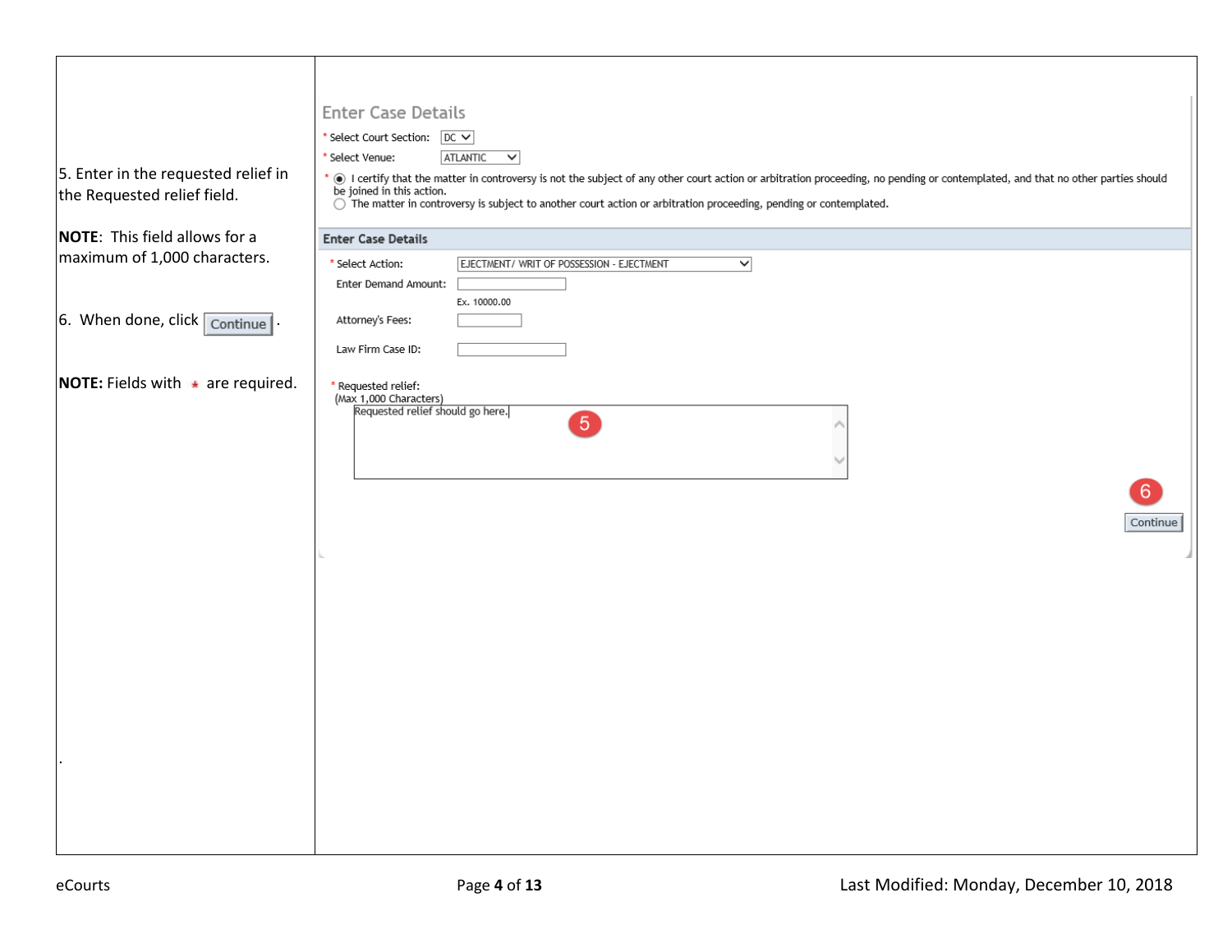| | |
|---|---|
| 5. Enter in the requested relief in the Requested relief field.<br><br>**NOTE**: This field allows for a maximum of 1,000 characters.<br><br>6. When done, click Continue.<br><br>**NOTE:** Fields with * are required. | Enter Case Details<br><br>* Select Court Section: DC<br>* Select Venue: ATLANTIC<br>* ◉ I certify that the matter in controversy is not the subject of any other court action or arbitration proceeding, no pending or contemplated, and that no other parties should be joined in this action.<br>○ The matter in controversy is subject to another court action or arbitration proceeding, pending or contemplated.<br><br>**Enter Case Details**<br><br>* Select Action: EJECTMENT/ WRIT OF POSSESSION - EJECTMENT<br>Enter Demand Amount:<br>Ex. 10000.00<br>Attorney's Fees:<br>Law Firm Case ID:<br><br>* Requested relief:<br>(Max 1,000 Characters)<br>Requested relief should go here.<br><br>5<br><br>6<br><br>Continue |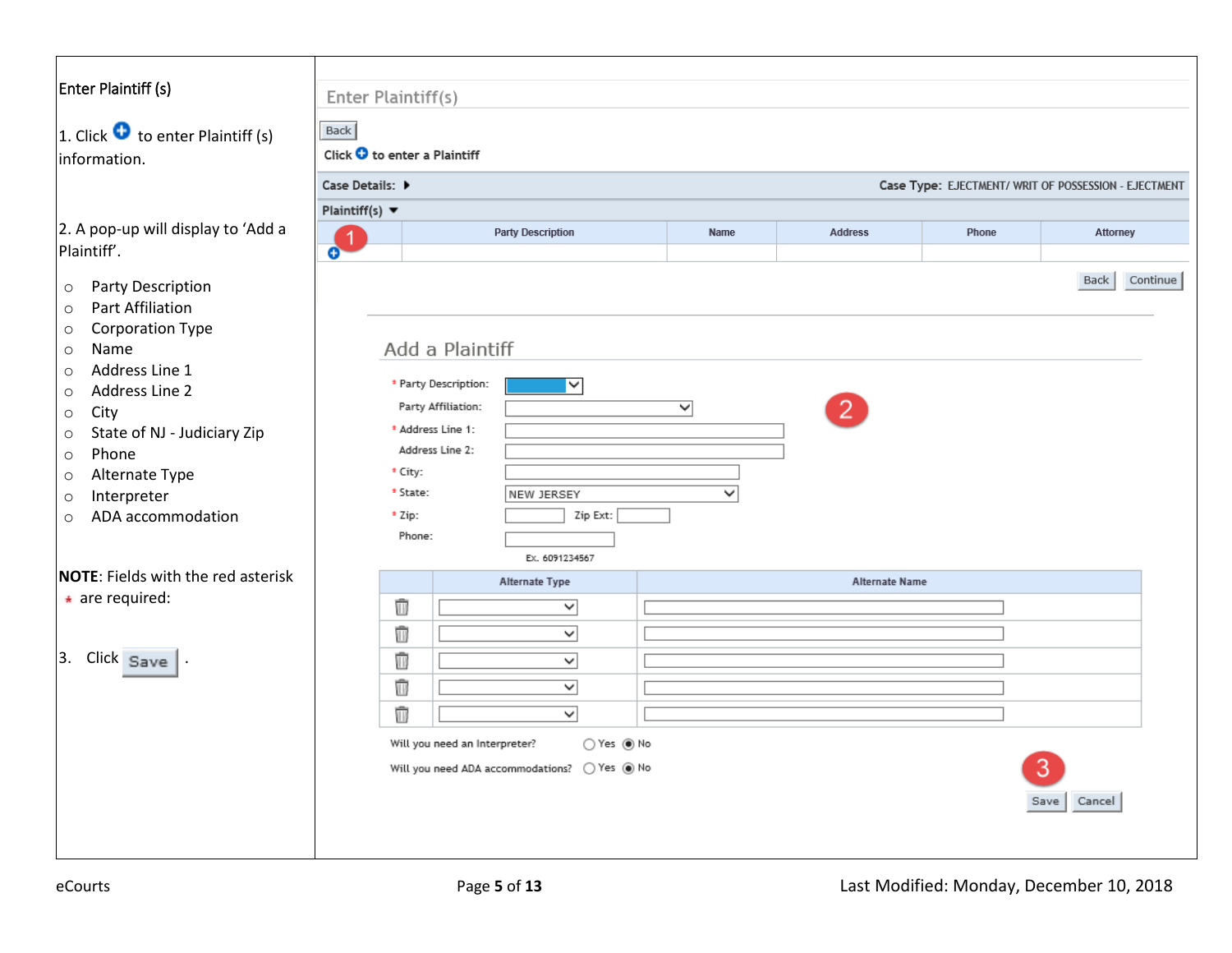Enter Plaintiff (s)

1. Click ⊕ to enter Plaintiff (s) information.

2. A pop-up will display to 'Add a Plaintiff'.

- Party Description
- Part Affiliation
- Corporation Type
- Name
- Address Line 1
- Address Line 2
- City
- State of NJ - Judiciary Zip
- Phone
- Alternate Type
- Interpreter
- ADA accommodation

**NOTE**: Fields with the red asterisk * are required:

3. Click Save .

Enter Plaintiff(s)

Back

Click ⊕ to enter a Plaintiff

Case Details: ▸ Case Type: EJECTMENT/ WRIT OF POSSESSION - EJECTMENT

Plaintiff(s) ▾

| | Party Description | Name | Address | Phone | Attorney |
|---|---|---|---|---|---|
| ⊕ | | | | | |

Back Continue

Add a Plaintiff

- * Party Description:
- Party Affiliation:
- * Address Line 1:
- Address Line 2:
- * City:
- * State: NEW JERSEY
- * Zip: Zip Ext:
- Phone: Ex. 6091234567

| | Alternate Type | Alternate Name |
|---|---|---|
| | | |
| | | |
| | | |
| | | |
| | | |

Will you need an Interpreter? ○ Yes ◉ No

Will you need ADA accommodations? ○ Yes ◉ No

Save Cancel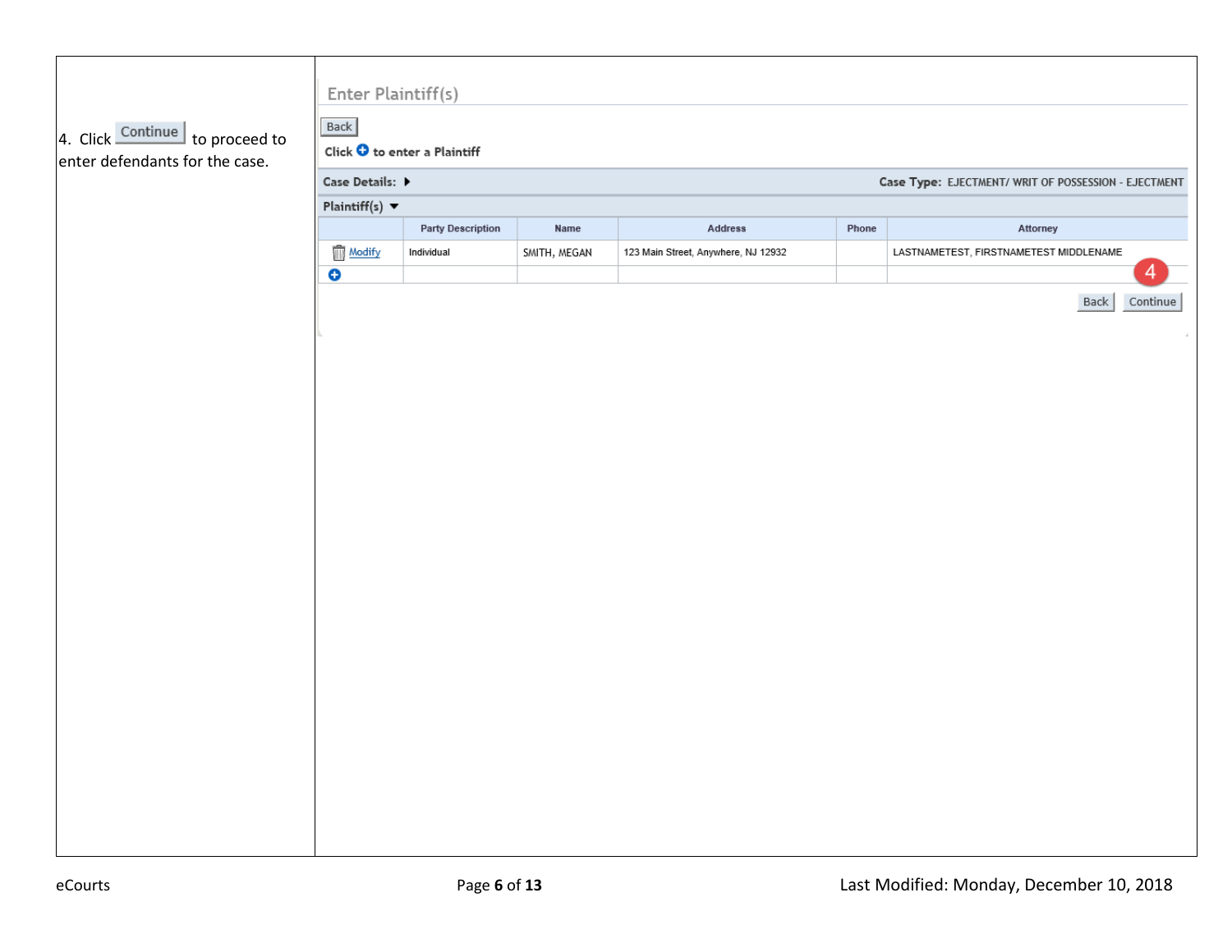| | |
|---|---|
| 4. Click Continue to proceed to enter defendants for the case. | **Enter Plaintiff(s)**<br><br>Back<br><br>Click ⊕ to enter a Plaintiff<br><br>**Case Details:** ▶ **Case Type:** EJECTMENT/ WRIT OF POSSESSION - EJECTMENT<br><br>**Plaintiff(s)** ▼<br><br>\| \| Party Description \| Name \| Address \| Phone \| Attorney \|<br>\| Modify \| Individual \| SMITH, MEGAN \| 123 Main Street, Anywhere, NJ 12932 \| \| LASTNAMETEST, FIRSTNAMETEST MIDDLENAME \|<br>\| ⊕ \| \| \| \| \| \|<br><br>4<br><br>Back Continue |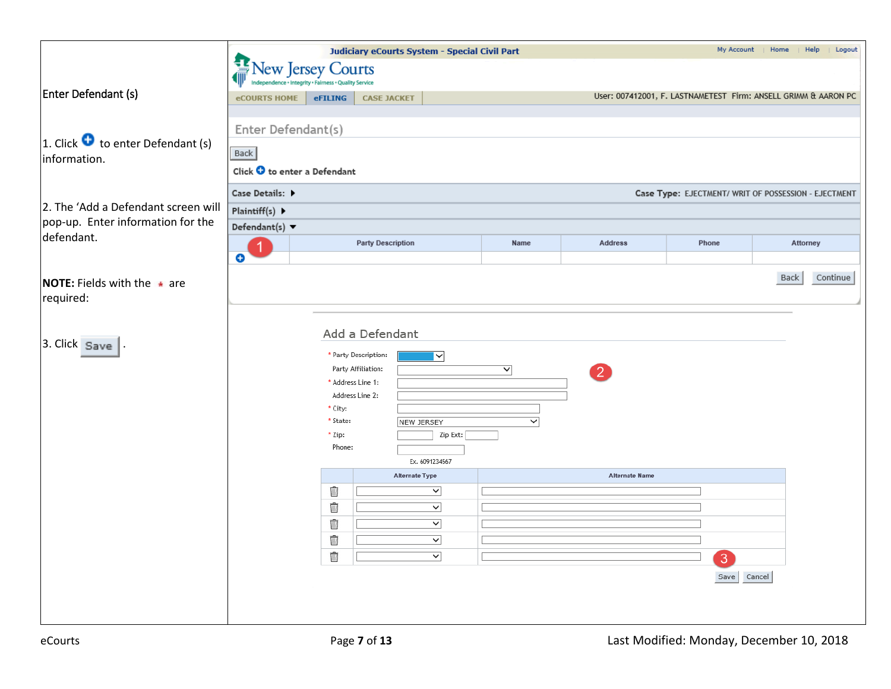Enter Defendant (s)

1. Click ⊕ to enter Defendant (s) information.

2. The 'Add a Defendant screen will pop-up. Enter information for the defendant.

**NOTE:** Fields with the * are required:

3. Click Save .

Judiciary eCourts System - Special Civil Part

My Account | Home | Help | Logout

New Jersey Courts
Independence • Integrity • Fairness • Quality Service

eCOURTS HOME | eFILING | CASE JACKET

User: 007412001, F. LASTNAMETEST Firm: ANSELL GRIMM & AARON PC

Enter Defendant(s)

Back

Click ⊕ to enter a Defendant

Case Details: ▶ Case Type: EJECTMENT/ WRIT OF POSSESSION - EJECTMENT

Plaintiff(s) ▶

Defendant(s) ▼

| | Party Description | Name | Address | Phone | Attorney |
|---|---|---|---|---|---|
| ⊕ | | | | | |

Back Continue

Add a Defendant

* Party Description:

Party Affiliation:

* Address Line 1:

Address Line 2:

* City:

* State: NEW JERSEY

* Zip: Zip Ext:

Phone:

Ex. 6091234567

| | Alternate Type | Alternate Name |
|---|---|---|
| | | |
| | | |
| | | |
| | | |
| | | |

Save Cancel

eCourts | Last Modified: Monday, December 10, 2018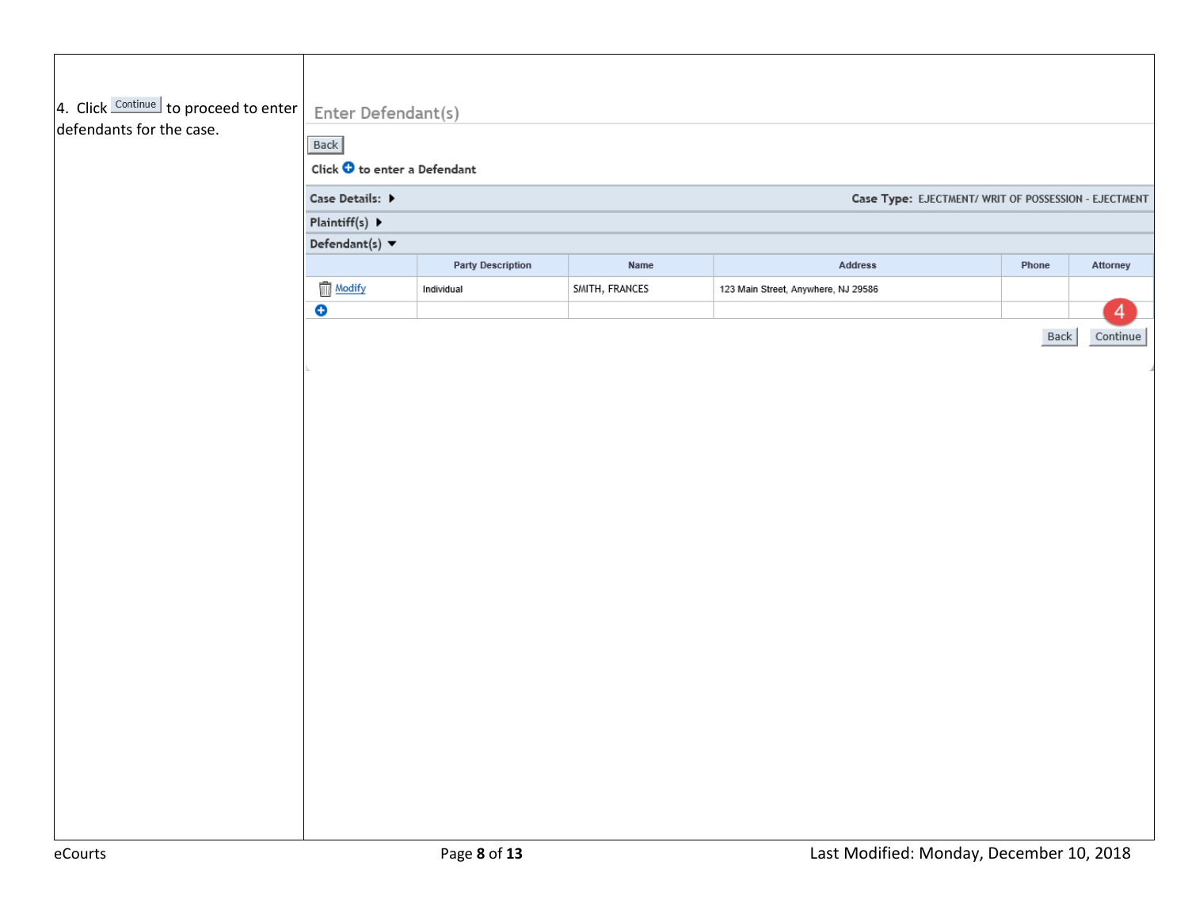4. Click Continue to proceed to enter defendants for the case.

Enter Defendant(s)

Back

Click ⊕ to enter a Defendant

Case Details: ▸ Case Type: EJECTMENT/ WRIT OF POSSESSION - EJECTMENT

Plaintiff(s) ▸

Defendant(s) ▾

| | Party Description | Name | Address | Phone | Attorney |
|---|---|---|---|---|---|
| Modify | Individual | SMITH, FRANCES | 123 Main Street, Anywhere, NJ 29586 | | |
| ⊕ | | | | | |

4

Back Continue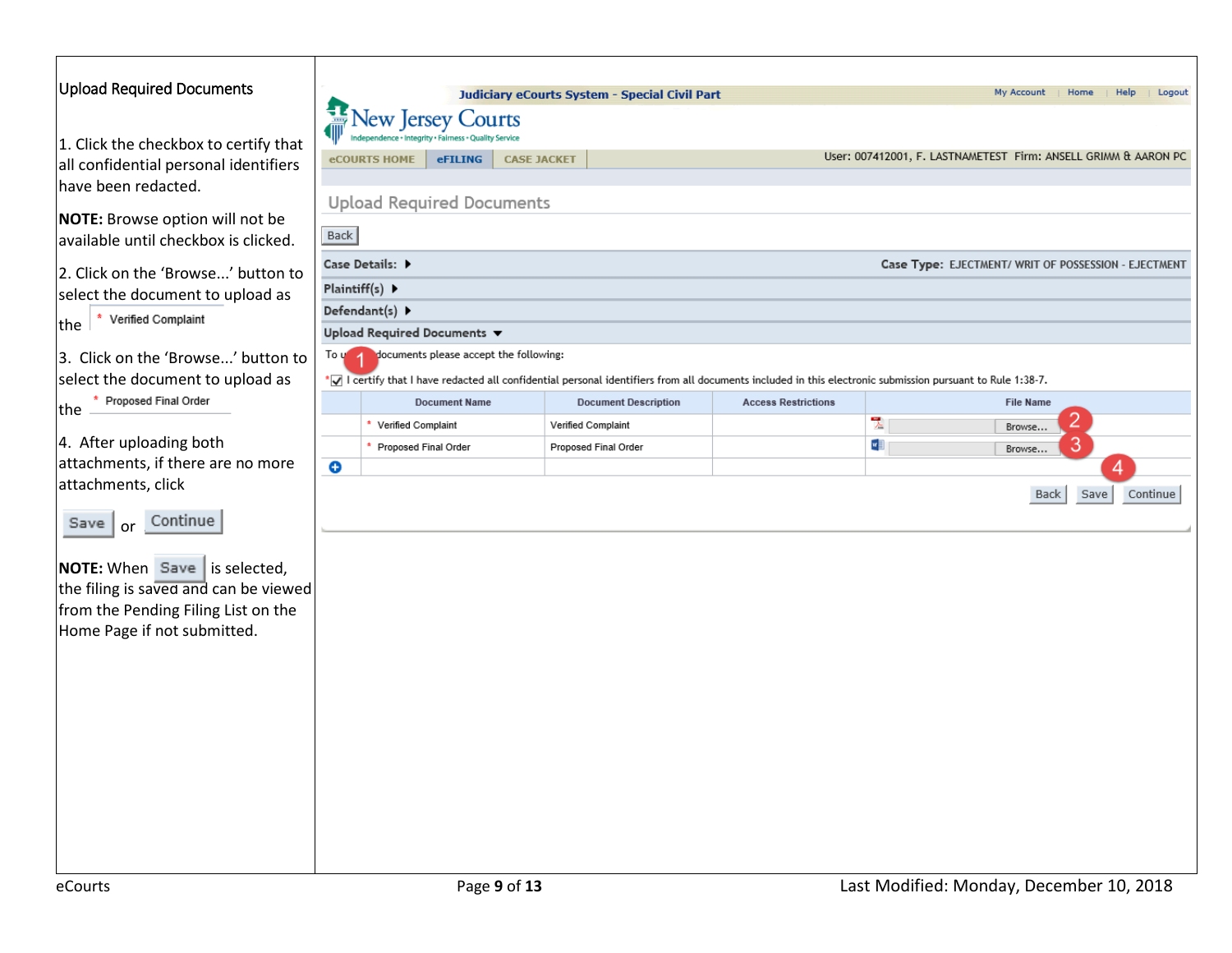## Upload Required Documents

1. Click the checkbox to certify that all confidential personal identifiers have been redacted.

**NOTE:** Browse option will not be available until checkbox is clicked.

2. Click on the 'Browse...' button to select the document to upload as the * Verified Complaint

3. Click on the 'Browse...' button to select the document to upload as the * Proposed Final Order

4. After uploading both attachments, if there are no more attachments, click

Save or Continue

**NOTE:** When Save is selected, the filing is saved and can be viewed from the Pending Filing List on the Home Page if not submitted.

Judiciary eCourts System - Special Civil Part

My Account | Home | Help | Logout

New Jersey Courts
Independence • Integrity • Fairness • Quality Service

eCOURTS HOME | eFILING | CASE JACKET

User: 007412001, F. LASTNAMETEST Firm: ANSELL GRIMM & AARON PC

Upload Required Documents

Back

Case Details: ▸ Case Type: EJECTMENT/ WRIT OF POSSESSION - EJECTMENT

Plaintiff(s) ▸

Defendant(s) ▸

Upload Required Documents ▾

To upload documents please accept the following:

* ☑ I certify that I have redacted all confidential personal identifiers from all documents included in this electronic submission pursuant to Rule 1:38-7.

| | Document Name | Document Description | Access Restrictions | File Name |
|---|---|---|---|---|
| | * Verified Complaint | Verified Complaint | | Browse... |
| | * Proposed Final Order | Proposed Final Order | | Browse... |
| ⊕ | | | | |

Back Save Continue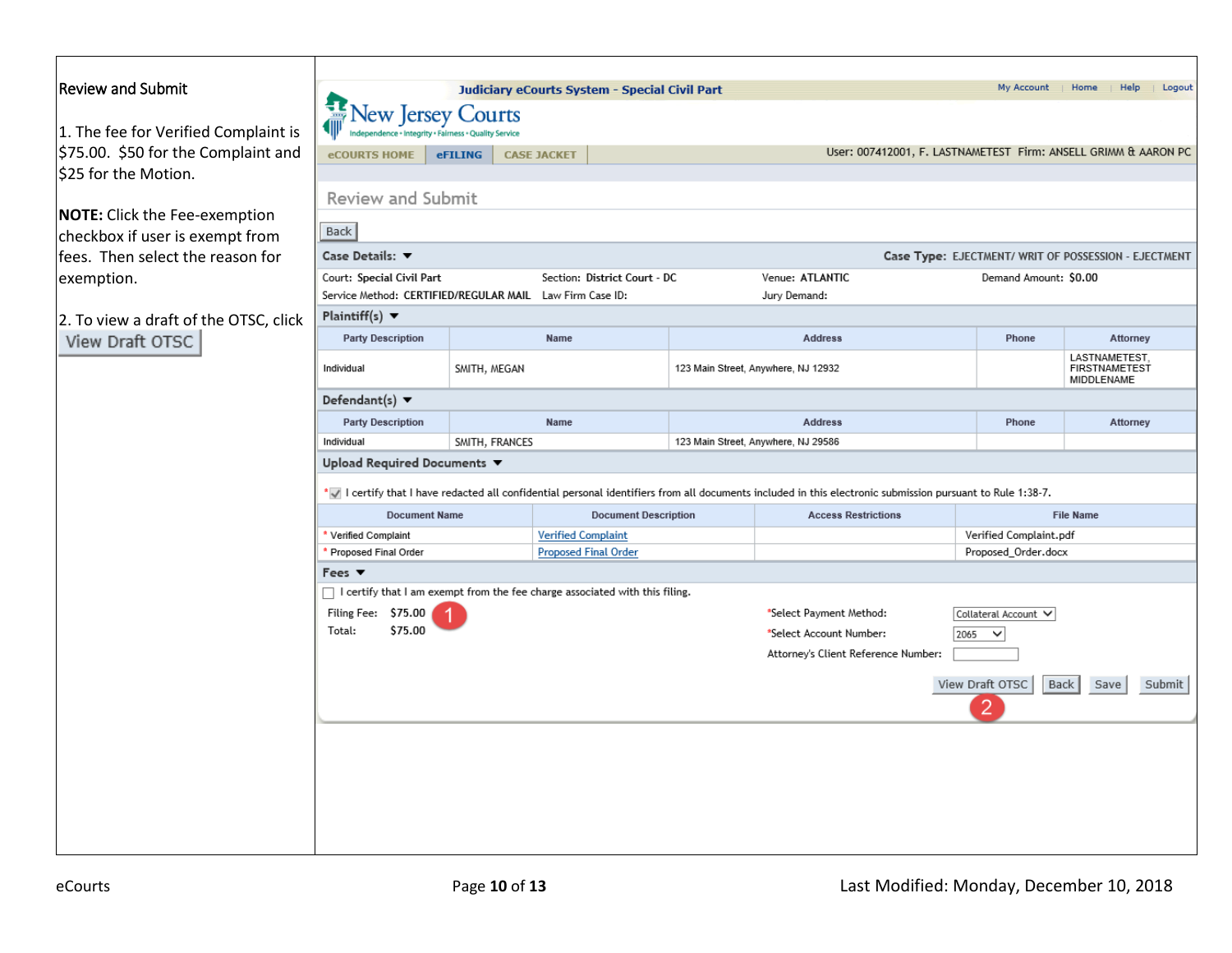Review and Submit

1. The fee for Verified Complaint is $75.00. $50 for the Complaint and $25 for the Motion.

**NOTE:** Click the Fee-exemption checkbox if user is exempt from fees. Then select the reason for exemption.

2. To view a draft of the OTSC, click View Draft OTSC

Judiciary eCourts System - Special Civil Part

My Account | Home | Help | Logout

New Jersey Courts
Independence • Integrity • Fairness • Quality Service

eCOURTS HOME | eFILING | CASE JACKET

User: 007412001, F. LASTNAMETEST Firm: ANSELL GRIMM & AARON PC

## Review and Submit

Back

**Case Details:** ▼ **Case Type:** EJECTMENT/ WRIT OF POSSESSION - EJECTMENT

Court: Special Civil Part | Section: District Court - DC | Venue: ATLANTIC | Demand Amount: $0.00

Service Method: CERTIFIED/REGULAR MAIL | Law Firm Case ID: | Jury Demand:

**Plaintiff(s)** ▼

| Party Description | Name | Address | Phone | Attorney |
|---|---|---|---|---|
| Individual | SMITH, MEGAN | 123 Main Street, Anywhere, NJ 12932 | | LASTNAMETEST, FIRSTNAMETEST MIDDLENAME |

**Defendant(s)** ▼

| Party Description | Name | Address | Phone | Attorney |
|---|---|---|---|---|
| Individual | SMITH, FRANCES | 123 Main Street, Anywhere, NJ 29586 | | |

**Upload Required Documents** ▼

*☑ I certify that I have redacted all confidential personal identifiers from all documents included in this electronic submission pursuant to Rule 1:38-7.

| Document Name | Document Description | Access Restrictions | File Name |
|---|---|---|---|
| * Verified Complaint | Verified Complaint | | Verified Complaint.pdf |
| * Proposed Final Order | Proposed Final Order | | Proposed_Order.docx |

**Fees** ▼

☐ I certify that I am exempt from the fee charge associated with this filing.

Filing Fee: $75.00 (1)

Total: $75.00

*Select Payment Method: Collateral Account

*Select Account Number: 2065

Attorney's Client Reference Number:

View Draft OTSC (2) | Back | Save | Submit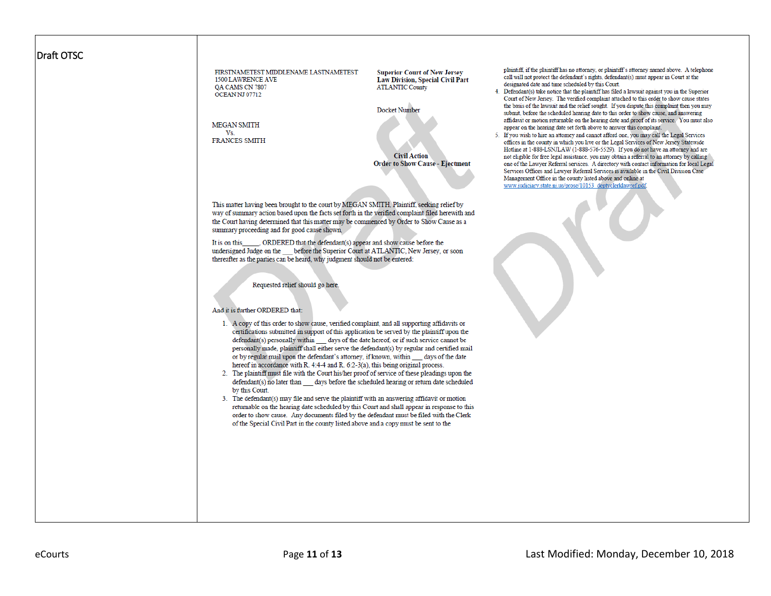Draft OTSC

FIRSTNAMETEST MIDDLENAME LASTNAMETEST
1500 LAWRENCE AVE
QA CAMS CN 7807
OCEAN NJ 07712

**Superior Court of New Jersey**
**Law Division, Special Civil Part**
ATLANTIC County

Docket Number

MEGAN SMITH
Vs.
FRANCES SMITH

**Civil Action**
**Order to Show Cause - Ejectment**

This matter having been brought to the court by MEGAN SMITH, Plaintiff, seeking relief by way of summary action based upon the facts set forth in the verified complaint filed herewith and the Court having determined that this matter may be commenced by Order to Show Cause as a summary proceeding and for good cause shown.

It is on this_____, ORDERED that the defendant(s) appear and show cause before the undersigned Judge on the ___ before the Superior Court at ATLANTIC, New Jersey, or soon thereafter as the parties can be heard, why judgment should not be entered:

Requested relief should go here.

And it is further ORDERED that:

1. A copy of this order to show cause, verified complaint, and all supporting affidavits or certifications submitted in support of this application be served by the plaintiff upon the defendant(s) personally within ___ days of the date hereof, or if such service cannot be personally made, plaintiff shall either serve the defendant(s) by regular and certified mail or by regular mail upon the defendant's attorney, if known, within ___ days of the date hereof in accordance with R. 4:4-4 and R. 6:2-3(a), this being original process.
2. The plaintiff must file with the Court his/her proof of service of these pleadings upon the defendant(s) no later than ___ days before the scheduled hearing or return date scheduled by this Court.
3. The defendant(s) may file and serve the plaintiff with an answering affidavit or motion returnable on the hearing date scheduled by this Court and shall appear in response to this order to show cause. Any documents filed by the defendant must be filed with the Clerk of the Special Civil Part in the county listed above and a copy must be sent to the plaintiff, if the plaintiff has no attorney, or plaintiff's attorney named above. A telephone call will not protect the defendant's rights, defendant(s) must appear in Court at the designated date and time scheduled by this Court.
4. Defendant(s) take notice that the plaintiff has filed a lawsuit against you in the Superior Court of New Jersey. The verified complaint attached to this order to show cause states the basis of the lawsuit and the relief sought. If you dispute this complaint then you may submit, before the scheduled hearing date to this order to show cause, and answering affidavit or motion returnable on the hearing date and proof of its service. You must also appear on the hearing date set forth above to answer this complaint.
5. If you wish to hire an attorney and cannot afford one, you may call the Legal Services offices in the county in which you live or the Legal Services of New Jersey Statewide Hotline at 1-888-LSNJLAW (1-888-576-5529). If you do not have an attorney and are not eligible for free legal assistance, you may obtain a referral to an attorney by calling one of the Lawyer Referral services. A directory with contact information for local Legal Services Offices and Lawyer Referral Services is available in the Civil Division Case Management Office in the county listed above and online at www.judiciary.state.nj.us/prose/10153_deptyclerklawref.pdf.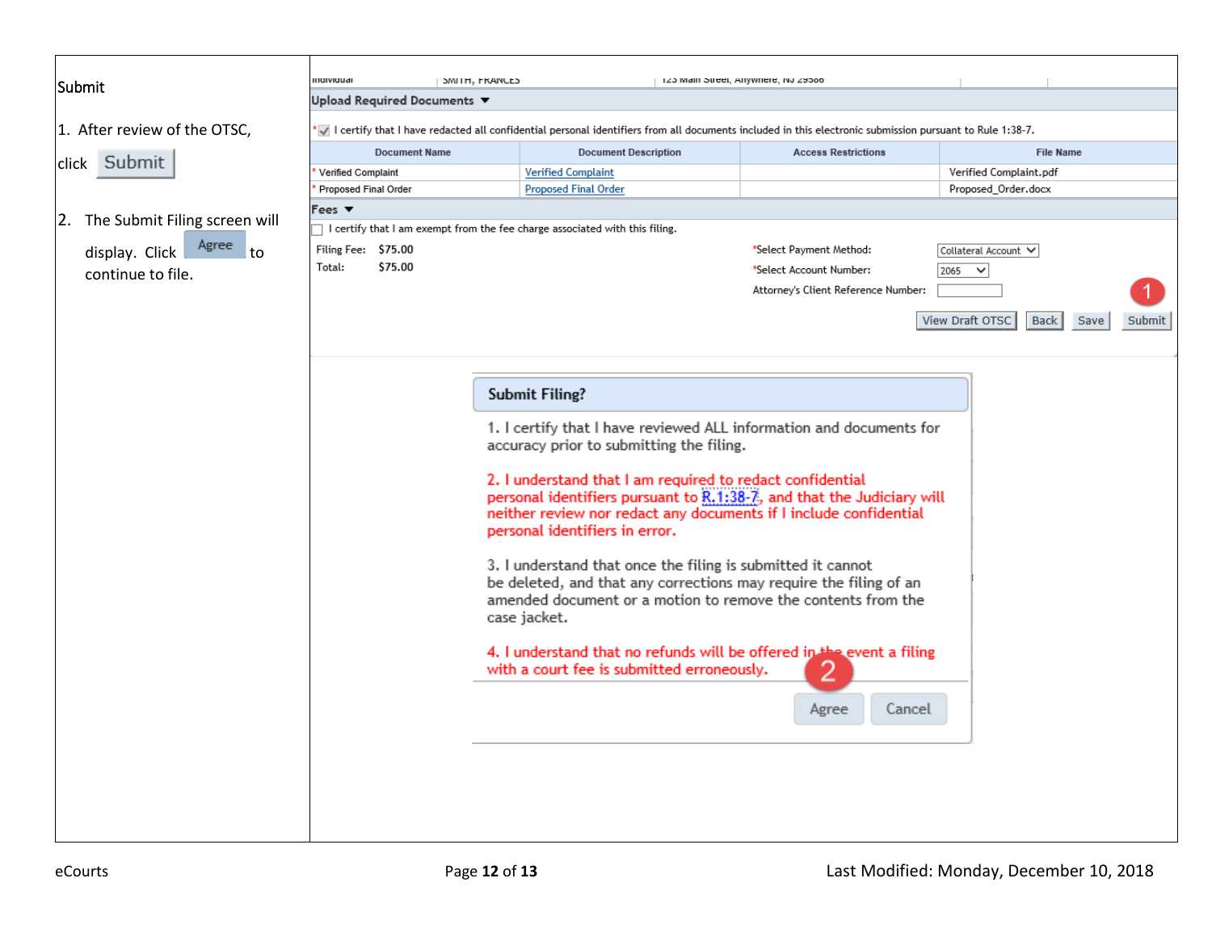Submit

1. After review of the OTSC, click Submit

2. The Submit Filing screen will display. Click Agree to continue to file.

**Upload Required Documents**

* I certify that I have redacted all confidential personal identifiers from all documents included in this electronic submission pursuant to Rule 1:38-7.

| Document Name | Document Description | Access Restrictions | File Name |
|---|---|---|---|
| * Verified Complaint | Verified Complaint | | Verified Complaint.pdf |
| * Proposed Final Order | Proposed Final Order | | Proposed_Order.docx |

**Fees**

I certify that I am exempt from the fee charge associated with this filing.

Filing Fee: $75.00
Total: $75.00

*Select Payment Method: Collateral Account
*Select Account Number: 2065
Attorney's Client Reference Number:

View Draft OTSC | Back | Save | Submit

**Submit Filing?**

1. I certify that I have reviewed ALL information and documents for accuracy prior to submitting the filing.

2. I understand that I am required to redact confidential personal identifiers pursuant to R.1:38-7, and that the Judiciary will neither review nor redact any documents if I include confidential personal identifiers in error.

3. I understand that once the filing is submitted it cannot be deleted, and that any corrections may require the filing of an amended document or a motion to remove the contents from the case jacket.

4. I understand that no refunds will be offered in the event a filing with a court fee is submitted erroneously.

Agree | Cancel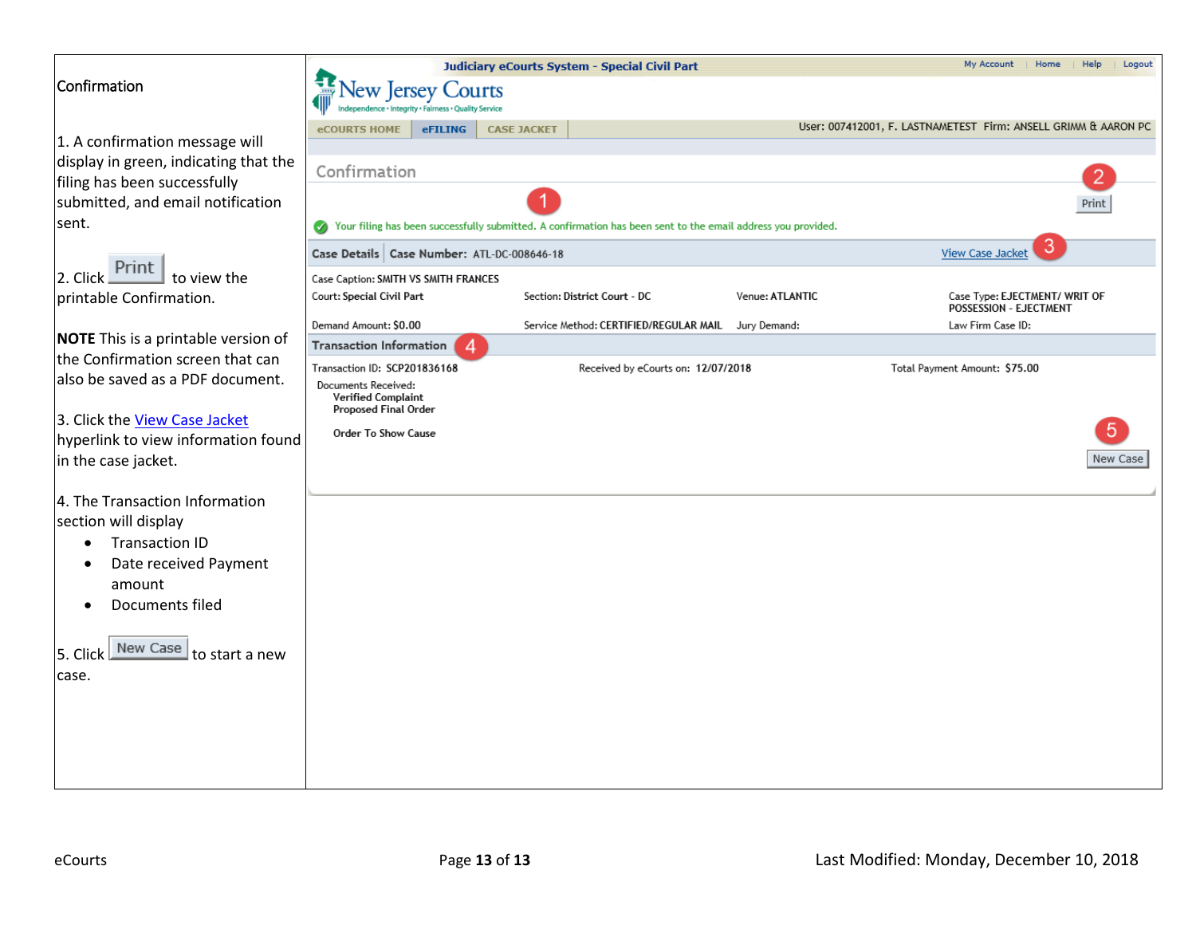| Confirmation | |
|---|---|
| 1. A confirmation message will display in green, indicating that the filing has been successfully submitted, and email notification sent.<br><br>2. Click Print to view the printable Confirmation.<br><br>**NOTE** This is a printable version of the Confirmation screen that can also be saved as a PDF document.<br><br>3. Click the View Case Jacket hyperlink to view information found in the case jacket.<br><br>4. The Transaction Information section will display<br>• Transaction ID<br>• Date received Payment amount<br>• Documents filed<br><br>5. Click New Case to start a new case. | Judiciary eCourts System - Special Civil Part<br>My Account \| Home \| Help \| Logout<br>New Jersey Courts<br>Independence • Integrity • Fairness • Quality Service<br>eCOURTS HOME \| eFILING \| CASE JACKET<br>User: 007412001, F. LASTNAMETEST Firm: ANSELL GRIMM & AARON PC<br><br>Confirmation<br>2 Print<br>1<br>Your filing has been successfully submitted. A confirmation has been sent to the email address you provided.<br><br>Case Details \| Case Number: ATL-DC-008646-18 View Case Jacket 3<br>Case Caption: SMITH VS SMITH FRANCES<br>Court: Special Civil Part Section: District Court - DC Venue: ATLANTIC Case Type: EJECTMENT/ WRIT OF POSSESSION - EJECTMENT<br>Demand Amount: $0.00 Service Method: CERTIFIED/REGULAR MAIL Jury Demand: Law Firm Case ID:<br><br>Transaction Information 4<br>Transaction ID: SCP201836168 Received by eCourts on: 12/07/2018 Total Payment Amount: $75.00<br>Documents Received:<br>Verified Complaint<br>Proposed Final Order<br>Order To Show Cause<br>5<br>New Case |

eCourts

Last Modified: Monday, December 10, 2018